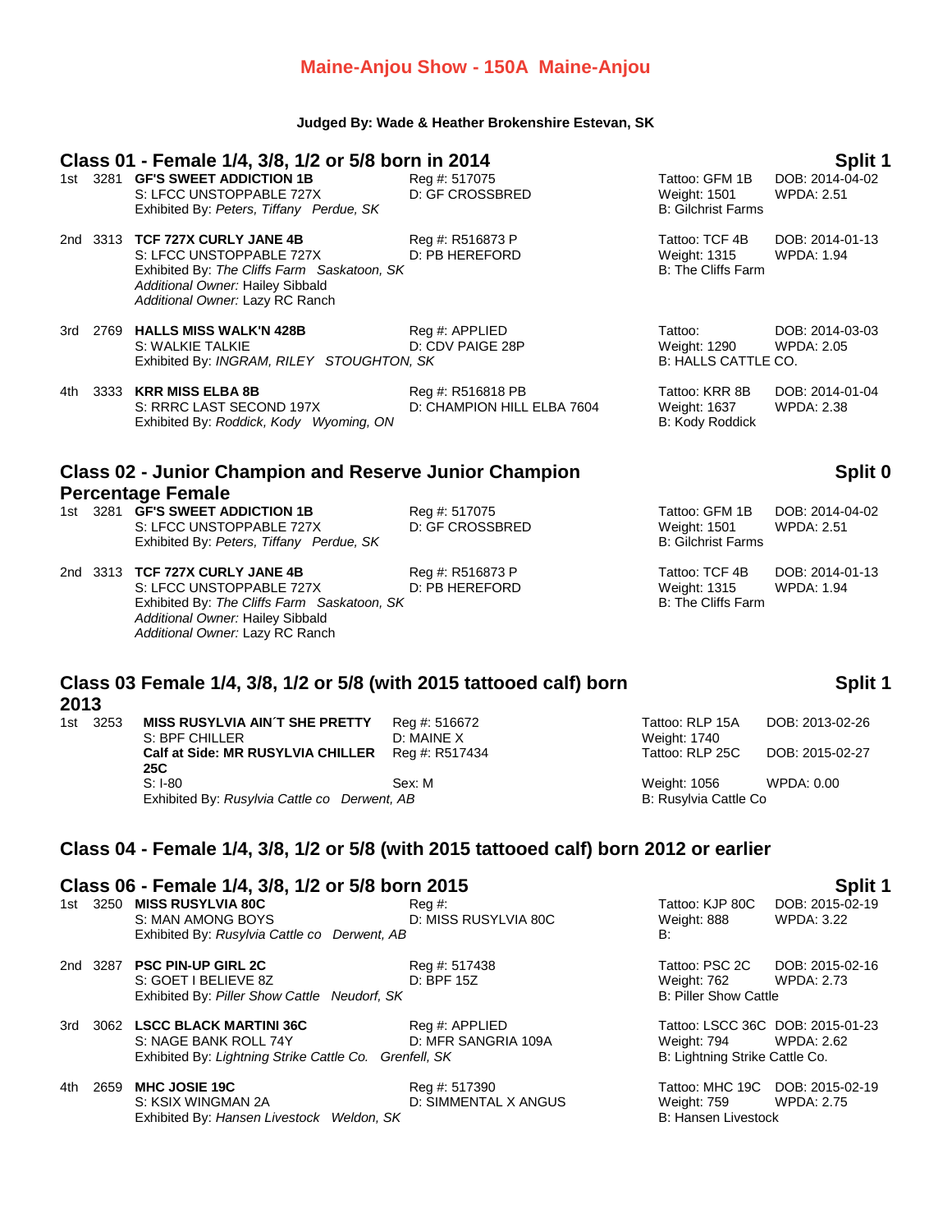# Maine-Anjou Show - 150A Maine-Anjou

**Judged By: Wade & Heather Brokenshire Estevan, SK**

## Class 01 - Female 1/4, 3/8, 1/2 or 5/8 born in 2014

**Split 1**

1st 3281 **GF'S SWEET ADDICTION 1B** Reg #: 517075 Tattoo: GFM 1B DOB: 2014-04-02
S: LFCC UNSTOPPABLE 727X D: GF CROSSBRED Weight: 1501 WPDA: 2.51
Exhibited By: *Peters, Tiffany Perdue, SK* B: Gilchrist Farms

2nd 3313 **TCF 727X CURLY JANE 4B** Reg #: R516873 P Tattoo: TCF 4B DOB: 2014-01-13
S: LFCC UNSTOPPABLE 727X D: PB HEREFORD Weight: 1315 WPDA: 1.94
Exhibited By: *The Cliffs Farm Saskatoon, SK* B: The Cliffs Farm
*Additional Owner:* Hailey Sibbald
*Additional Owner:* Lazy RC Ranch

3rd 2769 **HALLS MISS WALK'N 428B** Reg #: APPLIED Tattoo: DOB: 2014-03-03
S: WALKIE TALKIE D: CDV PAIGE 28P Weight: 1290 WPDA: 2.05
Exhibited By: *INGRAM, RILEY STOUGHTON, SK* B: HALLS CATTLE CO.

4th 3333 **KRR MISS ELBA 8B** Reg #: R516818 PB Tattoo: KRR 8B DOB: 2014-01-04
S: RRRC LAST SECOND 197X D: CHAMPION HILL ELBA 7604 Weight: 1637 WPDA: 2.38
Exhibited By: *Roddick, Kody Wyoming, ON* B: Kody Roddick

## Class 02 - Junior Champion and Reserve Junior Champion Percentage Female

**Split 0**

1st 3281 **GF'S SWEET ADDICTION 1B** Reg #: 517075 Tattoo: GFM 1B DOB: 2014-04-02
S: LFCC UNSTOPPABLE 727X D: GF CROSSBRED Weight: 1501 WPDA: 2.51
Exhibited By: *Peters, Tiffany Perdue, SK* B: Gilchrist Farms

2nd 3313 **TCF 727X CURLY JANE 4B** Reg #: R516873 P Tattoo: TCF 4B DOB: 2014-01-13
S: LFCC UNSTOPPABLE 727X D: PB HEREFORD Weight: 1315 WPDA: 1.94
Exhibited By: *The Cliffs Farm Saskatoon, SK* B: The Cliffs Farm
*Additional Owner:* Hailey Sibbald
*Additional Owner:* Lazy RC Ranch

## Class 03 Female 1/4, 3/8, 1/2 or 5/8 (with 2015 tattooed calf) born 2013

**Split 1**

1st 3253 **MISS RUSYLVIA AIN´T SHE PRETTY** Reg #: 516672 Tattoo: RLP 15A DOB: 2013-02-26
S: BPF CHILLER D: MAINE X Weight: 1740
**Calf at Side: MR RUSYLVIA CHILLER 25C** Reg #: R517434 Tattoo: RLP 25C DOB: 2015-02-27
S: I-80 Sex: M Weight: 1056 WPDA: 0.00
Exhibited By: *Rusylvia Cattle co Derwent, AB* B: Rusylvia Cattle Co

## Class 04 - Female 1/4, 3/8, 1/2 or 5/8 (with 2015 tattooed calf) born 2012 or earlier

## Class 06 - Female 1/4, 3/8, 1/2 or 5/8 born 2015

**Split 1**

1st 3250 **MISS RUSYLVIA 80C** Reg #: Tattoo: KJP 80C DOB: 2015-02-19
S: MAN AMONG BOYS D: MISS RUSYLVIA 80C Weight: 888 WPDA: 3.22
Exhibited By: *Rusylvia Cattle co Derwent, AB* B:

2nd 3287 **PSC PIN-UP GIRL 2C** Reg #: 517438 Tattoo: PSC 2C DOB: 2015-02-16
S: GOET I BELIEVE 8Z D: BPF 15Z Weight: 762 WPDA: 2.73
Exhibited By: *Piller Show Cattle Neudorf, SK* B: Piller Show Cattle

3rd 3062 **LSCC BLACK MARTINI 36C** Reg #: APPLIED Tattoo: LSCC 36C DOB: 2015-01-23
S: NAGE BANK ROLL 74Y D: MFR SANGRIA 109A Weight: 794 WPDA: 2.62
Exhibited By: *Lightning Strike Cattle Co. Grenfell, SK* B: Lightning Strike Cattle Co.

4th 2659 **MHC JOSIE 19C** Reg #: 517390 Tattoo: MHC 19C DOB: 2015-02-19
S: KSIX WINGMAN 2A D: SIMMENTAL X ANGUS Weight: 759 WPDA: 2.75
Exhibited By: *Hansen Livestock Weldon, SK* B: Hansen Livestock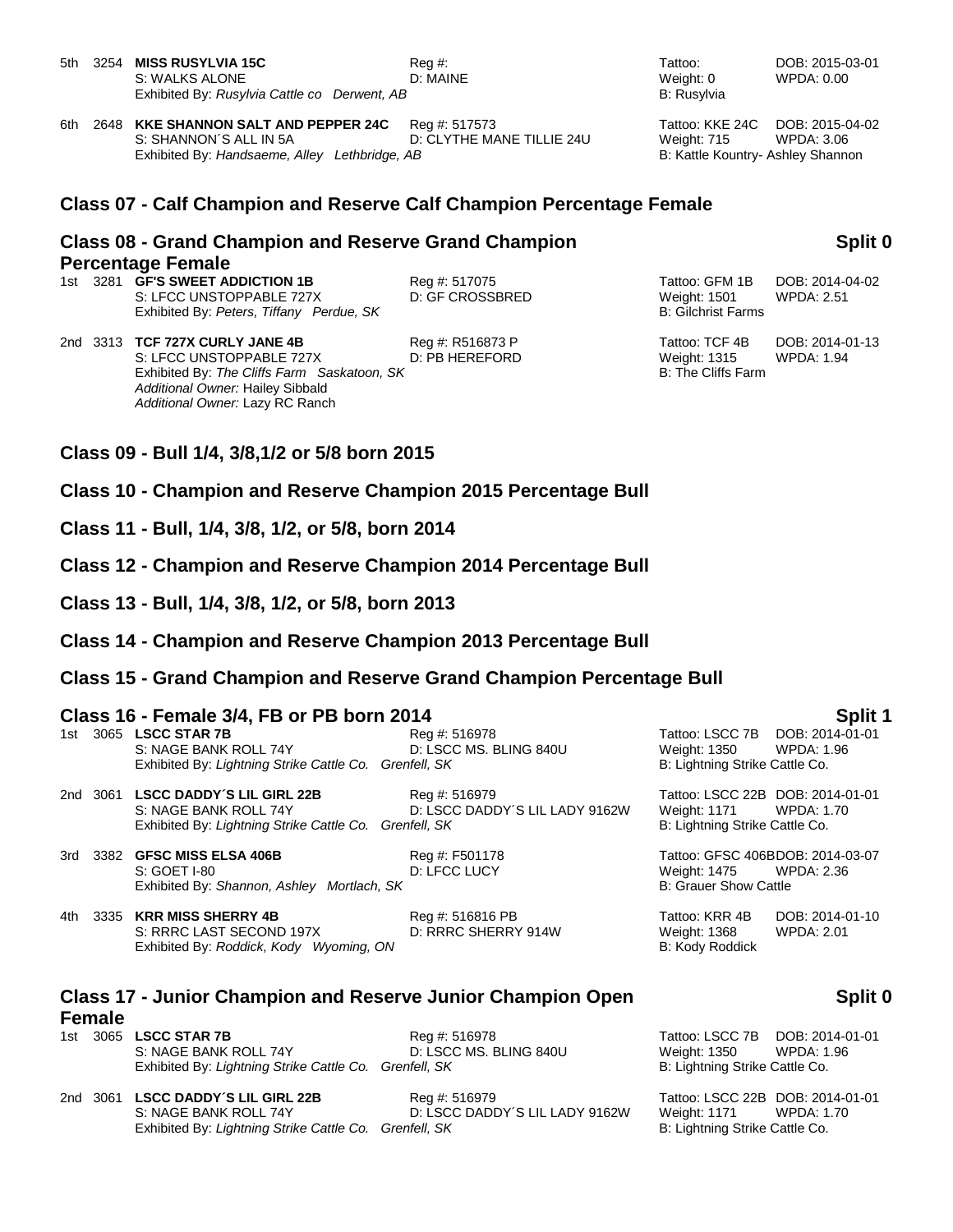5th 3254 **MISS RUSYLVIA 15C** Reg #: Tattoo: DOB: 2015-03-01
S: WALKS ALONE D: MAINE Weight: 0 WPDA: 0.00
Exhibited By: *Rusylvia Cattle co Derwent, AB* B: Rusylvia

6th 2648 **KKE SHANNON SALT AND PEPPER 24C** Reg #: 517573 Tattoo: KKE 24C DOB: 2015-04-02
S: SHANNON´S ALL IN 5A D: CLYTHE MANE TILLIE 24U Weight: 715 WPDA: 3.06
Exhibited By: *Handsaeme, Alley Lethbridge, AB* B: Kattle Kountry- Ashley Shannon

## Class 07 - Calf Champion and Reserve Calf Champion Percentage Female

## Class 08 - Grand Champion and Reserve Grand Champion Percentage Female — Split 0

1st 3281 **GF'S SWEET ADDICTION 1B** Reg #: 517075 Tattoo: GFM 1B DOB: 2014-04-02
S: LFCC UNSTOPPABLE 727X D: GF CROSSBRED Weight: 1501 WPDA: 2.51
Exhibited By: *Peters, Tiffany Perdue, SK* B: Gilchrist Farms

2nd 3313 **TCF 727X CURLY JANE 4B** Reg #: R516873 P Tattoo: TCF 4B DOB: 2014-01-13
S: LFCC UNSTOPPABLE 727X D: PB HEREFORD Weight: 1315 WPDA: 1.94
Exhibited By: *The Cliffs Farm Saskatoon, SK* B: The Cliffs Farm
*Additional Owner:* Hailey Sibbald
*Additional Owner:* Lazy RC Ranch

## Class 09 - Bull 1/4, 3/8,1/2 or 5/8 born 2015

## Class 10 - Champion and Reserve Champion 2015 Percentage Bull

## Class 11 - Bull, 1/4, 3/8, 1/2, or 5/8, born 2014

## Class 12 - Champion and Reserve Champion 2014 Percentage Bull

## Class 13 - Bull, 1/4, 3/8, 1/2, or 5/8, born 2013

## Class 14 - Champion and Reserve Champion 2013 Percentage Bull

## Class 15 - Grand Champion and Reserve Grand Champion Percentage Bull

## Class 16 - Female 3/4, FB or PB born 2014 — Split 1

1st 3065 **LSCC STAR 7B** Reg #: 516978 Tattoo: LSCC 7B DOB: 2014-01-01
S: NAGE BANK ROLL 74Y D: LSCC MS. BLING 840U Weight: 1350 WPDA: 1.96
Exhibited By: *Lightning Strike Cattle Co. Grenfell, SK* B: Lightning Strike Cattle Co.

2nd 3061 **LSCC DADDY´S LIL GIRL 22B** Reg #: 516979 Tattoo: LSCC 22B DOB: 2014-01-01
S: NAGE BANK ROLL 74Y D: LSCC DADDY´S LIL LADY 9162W Weight: 1171 WPDA: 1.70
Exhibited By: *Lightning Strike Cattle Co. Grenfell, SK* B: Lightning Strike Cattle Co.

3rd 3382 **GFSC MISS ELSA 406B** Reg #: F501178 Tattoo: GFSC 406B DOB: 2014-03-07
S: GOET I-80 D: LFCC LUCY Weight: 1475 WPDA: 2.36
Exhibited By: *Shannon, Ashley Mortlach, SK* B: Grauer Show Cattle

4th 3335 **KRR MISS SHERRY 4B** Reg #: 516816 PB Tattoo: KRR 4B DOB: 2014-01-10
S: RRRC LAST SECOND 197X D: RRRC SHERRY 914W Weight: 1368 WPDA: 2.01
Exhibited By: *Roddick, Kody Wyoming, ON* B: Kody Roddick

## Class 17 - Junior Champion and Reserve Junior Champion Open Female — Split 0

1st 3065 **LSCC STAR 7B** Reg #: 516978 Tattoo: LSCC 7B DOB: 2014-01-01
S: NAGE BANK ROLL 74Y D: LSCC MS. BLING 840U Weight: 1350 WPDA: 1.96
Exhibited By: *Lightning Strike Cattle Co. Grenfell, SK* B: Lightning Strike Cattle Co.

2nd 3061 **LSCC DADDY´S LIL GIRL 22B** Reg #: 516979 Tattoo: LSCC 22B DOB: 2014-01-01
S: NAGE BANK ROLL 74Y D: LSCC DADDY´S LIL LADY 9162W Weight: 1171 WPDA: 1.70
Exhibited By: *Lightning Strike Cattle Co. Grenfell, SK* B: Lightning Strike Cattle Co.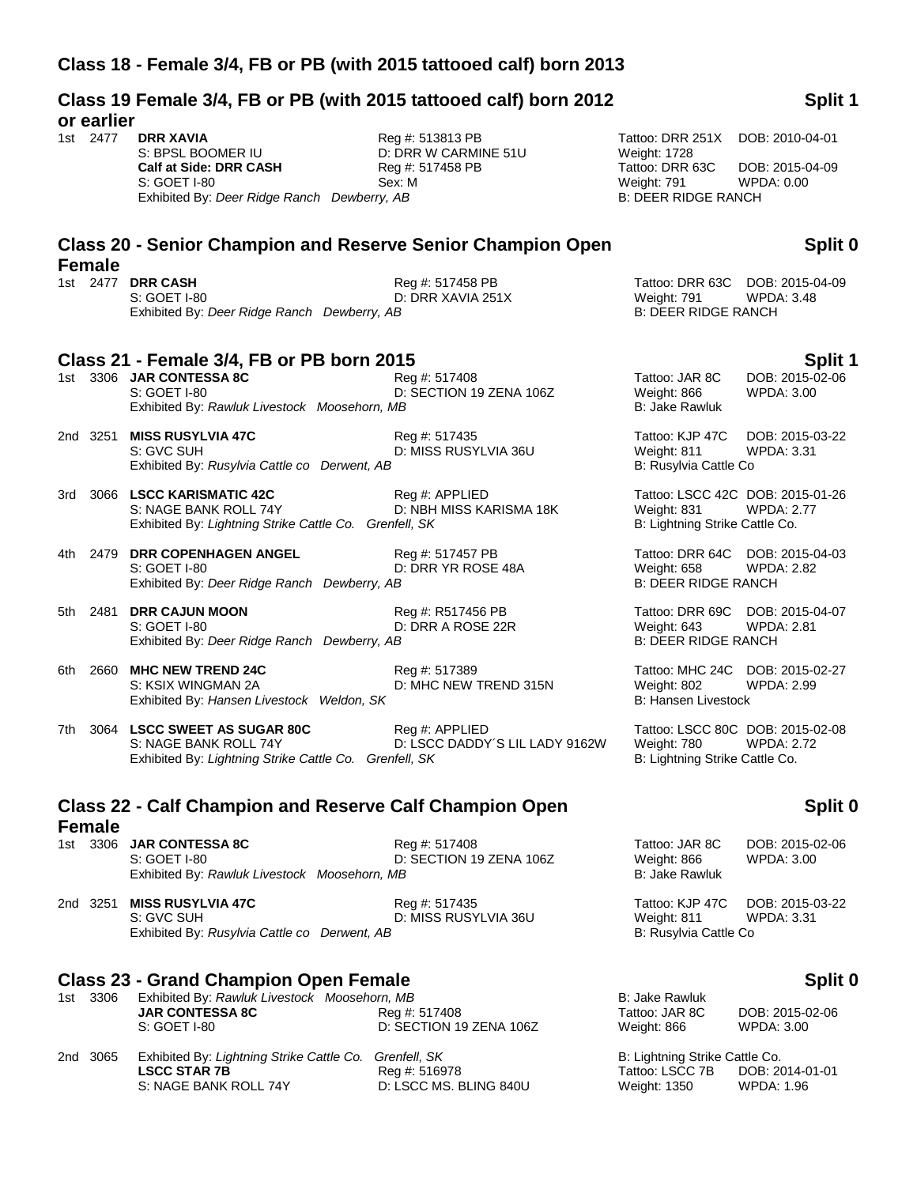## Class 18 - Female 3/4, FB or PB (with 2015 tattooed calf) born 2013

## Class 19 Female 3/4, FB or PB (with 2015 tattooed calf) born 2012 or earlier — Split 1

1st 2477 **DRR XAVIA** — Reg #: 513813 PB — Tattoo: DRR 251X — DOB: 2010-04-01
S: BPSL BOOMER IU — D: DRR W CARMINE 51U — Weight: 1728
**Calf at Side: DRR CASH** — Reg #: 517458 PB — Tattoo: DRR 63C — DOB: 2015-04-09
S: GOET I-80 — Sex: M — Weight: 791 — WPDA: 0.00
Exhibited By: *Deer Ridge Ranch Dewberry, AB* — B: DEER RIDGE RANCH

## Class 20 - Senior Champion and Reserve Senior Champion Open Female — Split 0

1st 2477 **DRR CASH** — Reg #: 517458 PB — Tattoo: DRR 63C — DOB: 2015-04-09
S: GOET I-80 — D: DRR XAVIA 251X — Weight: 791 — WPDA: 3.48
Exhibited By: *Deer Ridge Ranch Dewberry, AB* — B: DEER RIDGE RANCH

## Class 21 - Female 3/4, FB or PB born 2015 — Split 1

1st 3306 **JAR CONTESSA 8C** — Reg #: 517408 — Tattoo: JAR 8C — DOB: 2015-02-06
S: GOET I-80 — D: SECTION 19 ZENA 106Z — Weight: 866 — WPDA: 3.00
Exhibited By: *Rawluk Livestock Moosehorn, MB* — B: Jake Rawluk

2nd 3251 **MISS RUSYLVIA 47C** — Reg #: 517435 — Tattoo: KJP 47C — DOB: 2015-03-22
S: GVC SUH — D: MISS RUSYLVIA 36U — Weight: 811 — WPDA: 3.31
Exhibited By: *Rusylvia Cattle co Derwent, AB* — B: Rusylvia Cattle Co

3rd 3066 **LSCC KARISMATIC 42C** — Reg #: APPLIED — Tattoo: LSCC 42C — DOB: 2015-01-26
S: NAGE BANK ROLL 74Y — D: NBH MISS KARISMA 18K — Weight: 831 — WPDA: 2.77
Exhibited By: *Lightning Strike Cattle Co. Grenfell, SK* — B: Lightning Strike Cattle Co.

4th 2479 **DRR COPENHAGEN ANGEL** — Reg #: 517457 PB — Tattoo: DRR 64C — DOB: 2015-04-03
S: GOET I-80 — D: DRR YR ROSE 48A — Weight: 658 — WPDA: 2.82
Exhibited By: *Deer Ridge Ranch Dewberry, AB* — B: DEER RIDGE RANCH

5th 2481 **DRR CAJUN MOON** — Reg #: R517456 PB — Tattoo: DRR 69C — DOB: 2015-04-07
S: GOET I-80 — D: DRR A ROSE 22R — Weight: 643 — WPDA: 2.81
Exhibited By: *Deer Ridge Ranch Dewberry, AB* — B: DEER RIDGE RANCH

6th 2660 **MHC NEW TREND 24C** — Reg #: 517389 — Tattoo: MHC 24C — DOB: 2015-02-27
S: KSIX WINGMAN 2A — D: MHC NEW TREND 315N — Weight: 802 — WPDA: 2.99
Exhibited By: *Hansen Livestock Weldon, SK* — B: Hansen Livestock

7th 3064 **LSCC SWEET AS SUGAR 80C** — Reg #: APPLIED — Tattoo: LSCC 80C — DOB: 2015-02-08
S: NAGE BANK ROLL 74Y — D: LSCC DADDY´S LIL LADY 9162W — Weight: 780 — WPDA: 2.72
Exhibited By: *Lightning Strike Cattle Co. Grenfell, SK* — B: Lightning Strike Cattle Co.

## Class 22 - Calf Champion and Reserve Calf Champion Open Female — Split 0

1st 3306 **JAR CONTESSA 8C** — Reg #: 517408 — Tattoo: JAR 8C — DOB: 2015-02-06
S: GOET I-80 — D: SECTION 19 ZENA 106Z — Weight: 866 — WPDA: 3.00
Exhibited By: *Rawluk Livestock Moosehorn, MB* — B: Jake Rawluk

2nd 3251 **MISS RUSYLVIA 47C** — Reg #: 517435 — Tattoo: KJP 47C — DOB: 2015-03-22
S: GVC SUH — D: MISS RUSYLVIA 36U — Weight: 811 — WPDA: 3.31
Exhibited By: *Rusylvia Cattle co Derwent, AB* — B: Rusylvia Cattle Co

## Class 23 - Grand Champion Open Female — Split 0

1st 3306 Exhibited By: *Rawluk Livestock Moosehorn, MB* — B: Jake Rawluk
**JAR CONTESSA 8C** — Reg #: 517408 — Tattoo: JAR 8C — DOB: 2015-02-06
S: GOET I-80 — D: SECTION 19 ZENA 106Z — Weight: 866 — WPDA: 3.00

2nd 3065 Exhibited By: *Lightning Strike Cattle Co. Grenfell, SK* — B: Lightning Strike Cattle Co.
**LSCC STAR 7B** — Reg #: 516978 — Tattoo: LSCC 7B — DOB: 2014-01-01
S: NAGE BANK ROLL 74Y — D: LSCC MS. BLING 840U — Weight: 1350 — WPDA: 1.96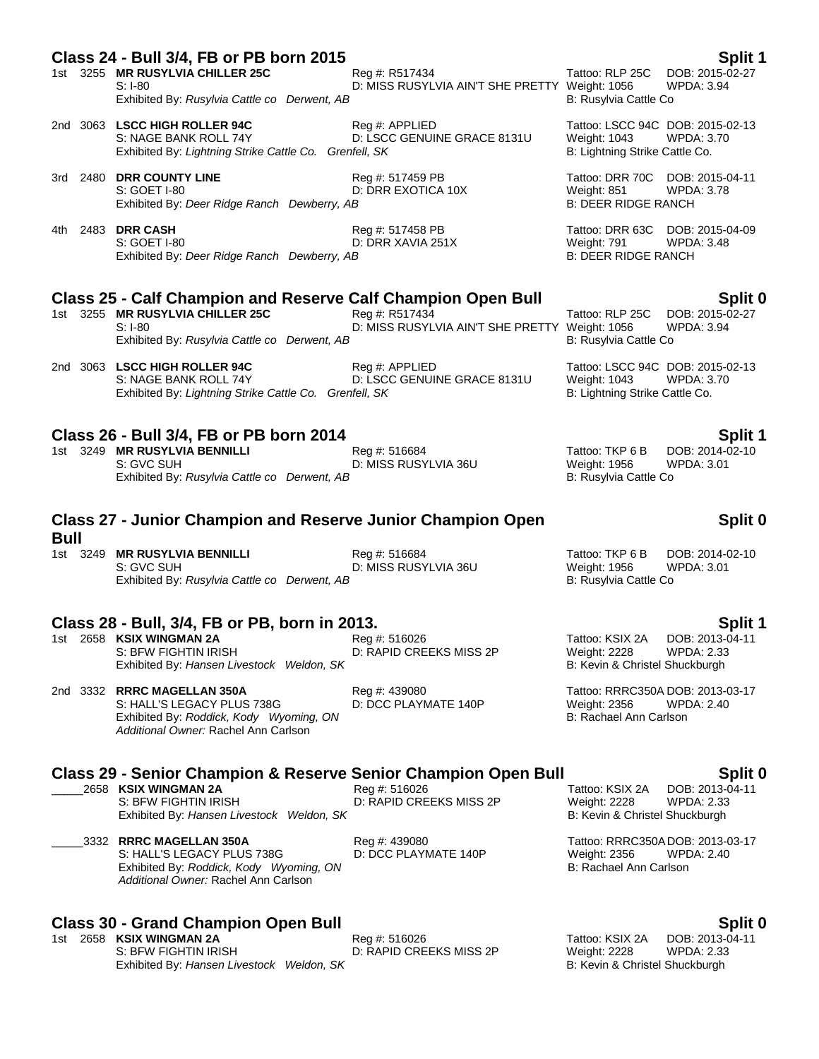## Class 24 - Bull 3/4, FB or PB born 2015 — Split 1

1st 3255 **MR RUSYLVIA CHILLER 25C** Reg #: R517434 Tattoo: RLP 25C DOB: 2015-02-27
S: I-80 D: MISS RUSYLVIA AIN'T SHE PRETTY Weight: 1056 WPDA: 3.94
Exhibited By: *Rusylvia Cattle co Derwent, AB* B: Rusylvia Cattle Co

2nd 3063 **LSCC HIGH ROLLER 94C** Reg #: APPLIED Tattoo: LSCC 94C DOB: 2015-02-13
S: NAGE BANK ROLL 74Y D: LSCC GENUINE GRACE 8131U Weight: 1043 WPDA: 3.70
Exhibited By: *Lightning Strike Cattle Co. Grenfell, SK* B: Lightning Strike Cattle Co.

3rd 2480 **DRR COUNTY LINE** Reg #: 517459 PB Tattoo: DRR 70C DOB: 2015-04-11
S: GOET I-80 D: DRR EXOTICA 10X Weight: 851 WPDA: 3.78
Exhibited By: *Deer Ridge Ranch Dewberry, AB* B: DEER RIDGE RANCH

4th 2483 **DRR CASH** Reg #: 517458 PB Tattoo: DRR 63C DOB: 2015-04-09
S: GOET I-80 D: DRR XAVIA 251X Weight: 791 WPDA: 3.48
Exhibited By: *Deer Ridge Ranch Dewberry, AB* B: DEER RIDGE RANCH

## Class 25 - Calf Champion and Reserve Calf Champion Open Bull — Split 0

1st 3255 **MR RUSYLVIA CHILLER 25C** Reg #: R517434 Tattoo: RLP 25C DOB: 2015-02-27
S: I-80 D: MISS RUSYLVIA AIN'T SHE PRETTY Weight: 1056 WPDA: 3.94
Exhibited By: *Rusylvia Cattle co Derwent, AB* B: Rusylvia Cattle Co

2nd 3063 **LSCC HIGH ROLLER 94C** Reg #: APPLIED Tattoo: LSCC 94C DOB: 2015-02-13
S: NAGE BANK ROLL 74Y D: LSCC GENUINE GRACE 8131U Weight: 1043 WPDA: 3.70
Exhibited By: *Lightning Strike Cattle Co. Grenfell, SK* B: Lightning Strike Cattle Co.

## Class 26 - Bull 3/4, FB or PB born 2014 — Split 1

1st 3249 **MR RUSYLVIA BENNILLI** Reg #: 516684 Tattoo: TKP 6 B DOB: 2014-02-10
S: GVC SUH D: MISS RUSYLVIA 36U Weight: 1956 WPDA: 3.01
Exhibited By: *Rusylvia Cattle co Derwent, AB* B: Rusylvia Cattle Co

## Class 27 - Junior Champion and Reserve Junior Champion Open Bull — Split 0

1st 3249 **MR RUSYLVIA BENNILLI** Reg #: 516684 Tattoo: TKP 6 B DOB: 2014-02-10
S: GVC SUH D: MISS RUSYLVIA 36U Weight: 1956 WPDA: 3.01
Exhibited By: *Rusylvia Cattle co Derwent, AB* B: Rusylvia Cattle Co

## Class 28 - Bull, 3/4, FB or PB, born in 2013. — Split 1

1st 2658 **KSIX WINGMAN 2A** Reg #: 516026 Tattoo: KSIX 2A DOB: 2013-04-11
S: BFW FIGHTIN IRISH D: RAPID CREEKS MISS 2P Weight: 2228 WPDA: 2.33
Exhibited By: *Hansen Livestock Weldon, SK* B: Kevin & Christel Shuckburgh

2nd 3332 **RRRC MAGELLAN 350A** Reg #: 439080 Tattoo: RRRC350A DOB: 2013-03-17
S: HALL'S LEGACY PLUS 738G D: DCC PLAYMATE 140P Weight: 2356 WPDA: 2.40
Exhibited By: *Roddick, Kody Wyoming, ON* B: Rachael Ann Carlson
*Additional Owner:* Rachel Ann Carlson

## Class 29 - Senior Champion & Reserve Senior Champion Open Bull — Split 0

_____2658 **KSIX WINGMAN 2A** Reg #: 516026 Tattoo: KSIX 2A DOB: 2013-04-11
S: BFW FIGHTIN IRISH D: RAPID CREEKS MISS 2P Weight: 2228 WPDA: 2.33
Exhibited By: *Hansen Livestock Weldon, SK* B: Kevin & Christel Shuckburgh

_____3332 **RRRC MAGELLAN 350A** Reg #: 439080 Tattoo: RRRC350A DOB: 2013-03-17
S: HALL'S LEGACY PLUS 738G D: DCC PLAYMATE 140P Weight: 2356 WPDA: 2.40
Exhibited By: *Roddick, Kody Wyoming, ON* B: Rachael Ann Carlson
*Additional Owner:* Rachel Ann Carlson

## Class 30 - Grand Champion Open Bull — Split 0

1st 2658 **KSIX WINGMAN 2A** Reg #: 516026 Tattoo: KSIX 2A DOB: 2013-04-11
S: BFW FIGHTIN IRISH D: RAPID CREEKS MISS 2P Weight: 2228 WPDA: 2.33
Exhibited By: *Hansen Livestock Weldon, SK* B: Kevin & Christel Shuckburgh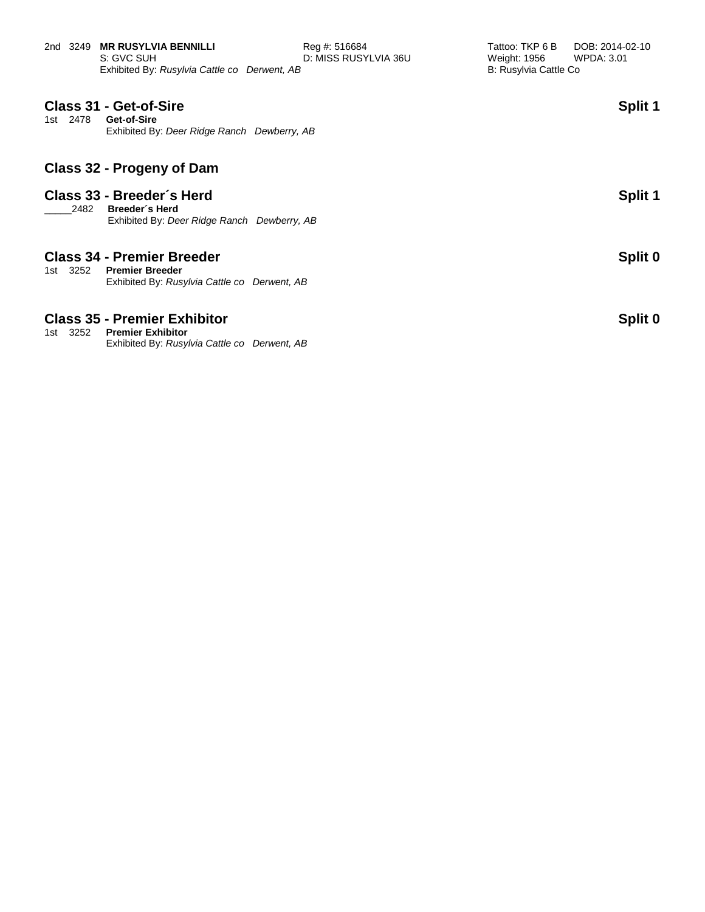2nd 3249 **MR RUSYLVIA BENNILLI** Reg #: 516684 Tattoo: TKP 6 B DOB: 2014-02-10
S: GVC SUH D: MISS RUSYLVIA 36U Weight: 1956 WPDA: 3.01
Exhibited By: *Rusylvia Cattle co Derwent, AB* B: Rusylvia Cattle Co

## Class 31 - Get-of-Sire — Split 1

1st 2478 **Get-of-Sire**
Exhibited By: *Deer Ridge Ranch Dewberry, AB*

## Class 32 - Progeny of Dam

## Class 33 - Breeder´s Herd — Split 1

_____2482 **Breeder´s Herd**
Exhibited By: *Deer Ridge Ranch Dewberry, AB*

## Class 34 - Premier Breeder — Split 0

1st 3252 **Premier Breeder**
Exhibited By: *Rusylvia Cattle co Derwent, AB*

## Class 35 - Premier Exhibitor — Split 0

1st 3252 **Premier Exhibitor**
Exhibited By: *Rusylvia Cattle co Derwent, AB*